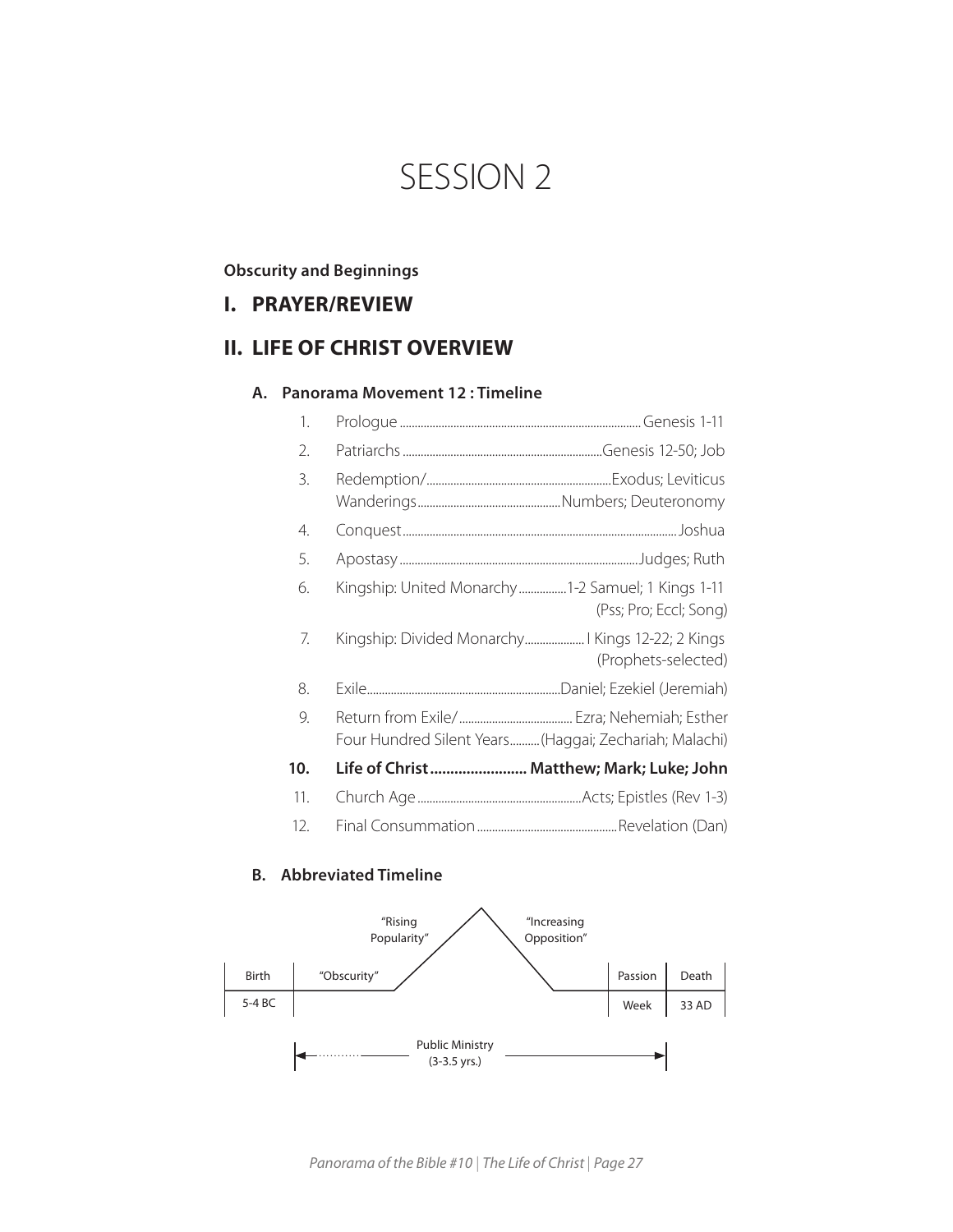# SESSION 2

**Obscurity and Beginnings**

## I. PRAYER/REVIEW

## II. LIFE OF CHRIST OVERVIEW

### A. Panorama Movement 12 : Timeline

1. Prologue ........ Genesis 1-11
2. Patriarchs ........ Genesis 12-50; Job
3. Redemption/ ........ Exodus; Leviticus
   Wanderings ........ Numbers; Deuteronomy
4. Conquest ........ Joshua
5. Apostasy ........ Judges; Ruth
6. Kingship: United Monarchy ........ 1-2 Samuel; 1 Kings 1-11 (Pss; Pro; Eccl; Song)
7. Kingship: Divided Monarchy ........ I Kings 12-22; 2 Kings (Prophets-selected)
8. Exile ........ Daniel; Ezekiel (Jeremiah)
9. Return from Exile/ ........ Ezra; Nehemiah; Esther
   Four Hundred Silent Years ........ (Haggai; Zechariah; Malachi)
10. **Life of Christ ........ Matthew; Mark; Luke; John**
11. Church Age ........ Acts; Epistles (Rev 1-3)
12. Final Consummation ........ Revelation (Dan)

### B. Abbreviated Timeline

| Birth | "Obscurity" | "Rising Popularity" | "Increasing Opposition" | Passion | Death |
|---|---|---|---|---|---|
| 5-4 BC | | | | Week | 33 AD |

Public Ministry (3-3.5 yrs.)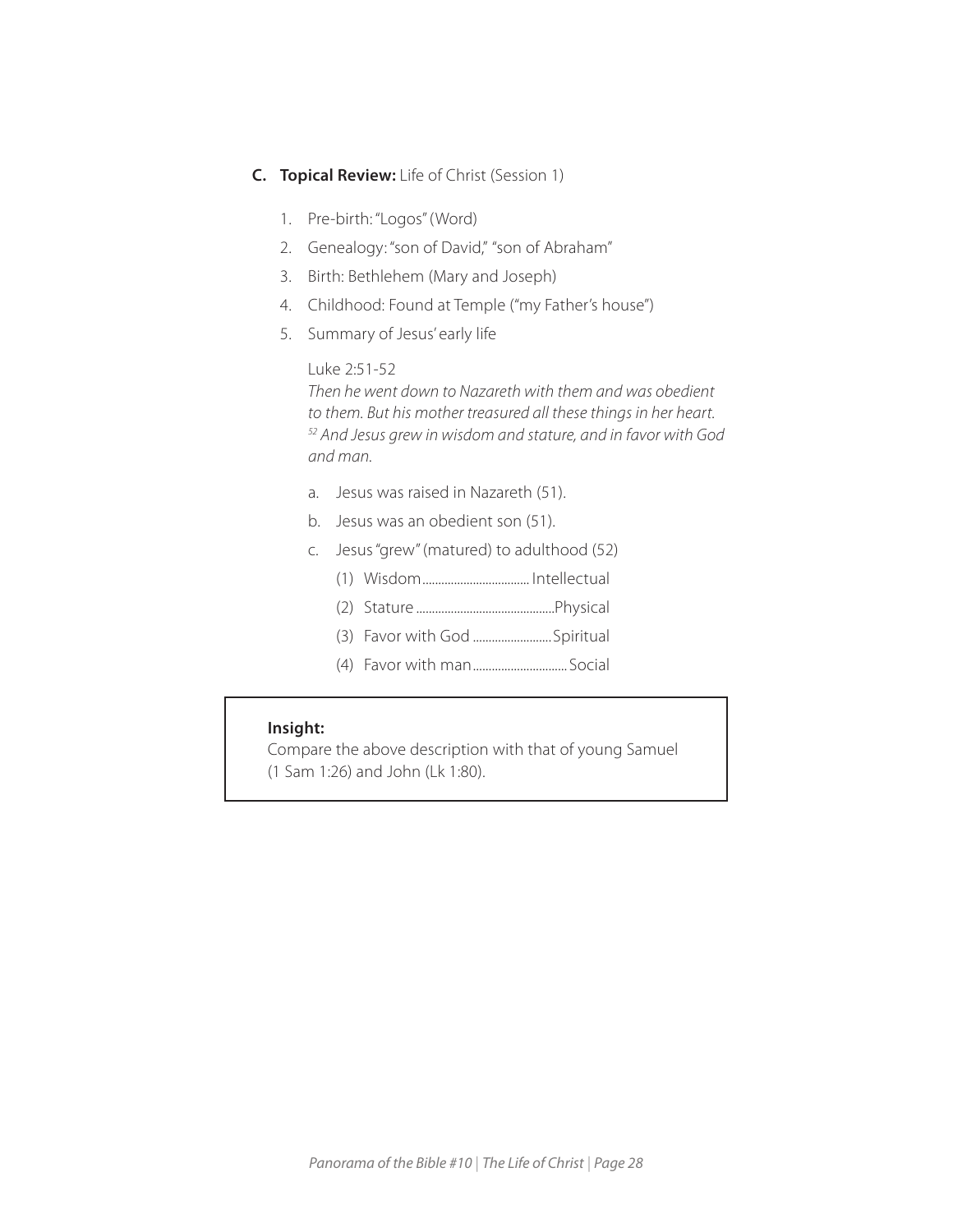**C. Topical Review:** Life of Christ (Session 1)

1. Pre-birth: "Logos" (Word)
2. Genealogy: "son of David," "son of Abraham"
3. Birth: Bethlehem (Mary and Joseph)
4. Childhood: Found at Temple ("my Father's house")
5. Summary of Jesus' early life

   Luke 2:51-52
   *Then he went down to Nazareth with them and was obedient to them. But his mother treasured all these things in her heart. [52] And Jesus grew in wisdom and stature, and in favor with God and man.*

   a. Jesus was raised in Nazareth (51).
   b. Jesus was an obedient son (51).
   c. Jesus "grew" (matured) to adulthood (52)
      (1) Wisdom.................................. Intellectual
      (2) Stature ............................................Physical
      (3) Favor with God .........................Spiritual
      (4) Favor with man.............................. Social

> **Insight:**
> Compare the above description with that of young Samuel (1 Sam 1:26) and John (Lk 1:80).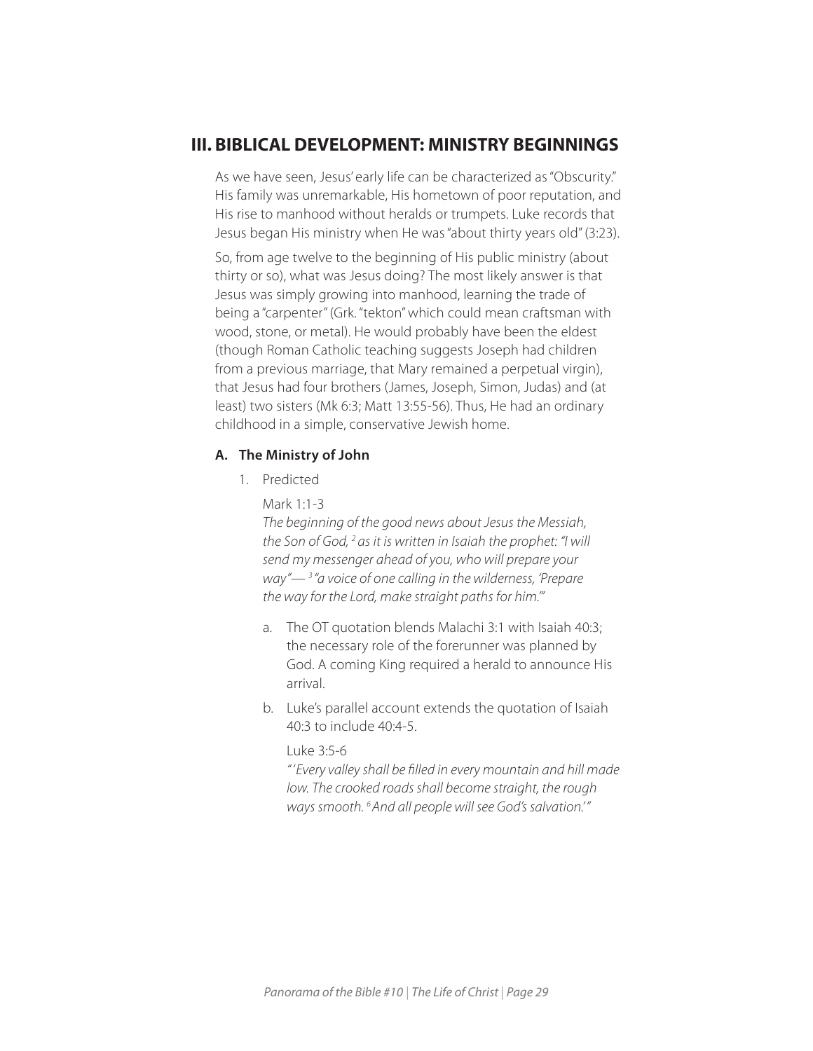## III. BIBLICAL DEVELOPMENT: MINISTRY BEGINNINGS

As we have seen, Jesus' early life can be characterized as "Obscurity." His family was unremarkable, His hometown of poor reputation, and His rise to manhood without heralds or trumpets. Luke records that Jesus began His ministry when He was "about thirty years old" (3:23).

So, from age twelve to the beginning of His public ministry (about thirty or so), what was Jesus doing? The most likely answer is that Jesus was simply growing into manhood, learning the trade of being a "carpenter" (Grk. "tekton" which could mean craftsman with wood, stone, or metal). He would probably have been the eldest (though Roman Catholic teaching suggests Joseph had children from a previous marriage, that Mary remained a perpetual virgin), that Jesus had four brothers (James, Joseph, Simon, Judas) and (at least) two sisters (Mk 6:3; Matt 13:55-56). Thus, He had an ordinary childhood in a simple, conservative Jewish home.

### A. The Ministry of John

1. Predicted

   Mark 1:1-3
   *The beginning of the good news about Jesus the Messiah, the Son of God, [2] as it is written in Isaiah the prophet: "I will send my messenger ahead of you, who will prepare your way"— [3] "a voice of one calling in the wilderness, 'Prepare the way for the Lord, make straight paths for him.'"*

   a. The OT quotation blends Malachi 3:1 with Isaiah 40:3; the necessary role of the forerunner was planned by God. A coming King required a herald to announce His arrival.

   b. Luke's parallel account extends the quotation of Isaiah 40:3 to include 40:4-5.

      Luke 3:5-6
      *"'Every valley shall be filled in every mountain and hill made low. The crooked roads shall become straight, the rough ways smooth. [6] And all people will see God's salvation.'"*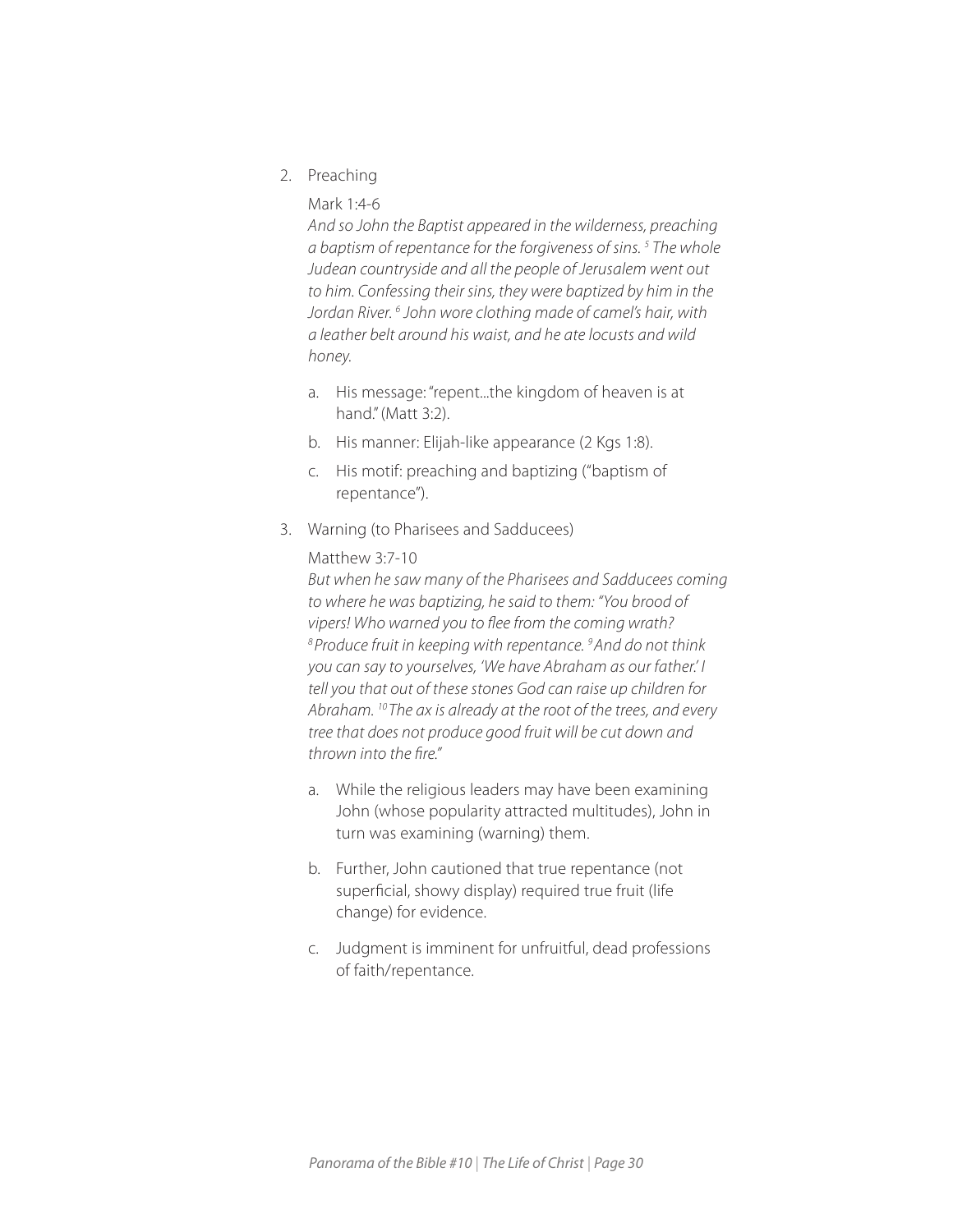2. Preaching

   Mark 1:4-6

   *And so John the Baptist appeared in the wilderness, preaching a baptism of repentance for the forgiveness of sins. [5] The whole Judean countryside and all the people of Jerusalem went out to him. Confessing their sins, they were baptized by him in the Jordan River. [6] John wore clothing made of camel's hair, with a leather belt around his waist, and he ate locusts and wild honey.*

   a. His message: "repent...the kingdom of heaven is at hand." (Matt 3:2).
   b. His manner: Elijah-like appearance (2 Kgs 1:8).
   c. His motif: preaching and baptizing ("baptism of repentance").

3. Warning (to Pharisees and Sadducees)

   Matthew 3:7-10

   *But when he saw many of the Pharisees and Sadducees coming to where he was baptizing, he said to them: "You brood of vipers! Who warned you to flee from the coming wrath? [8] Produce fruit in keeping with repentance. [9] And do not think you can say to yourselves, 'We have Abraham as our father.' I tell you that out of these stones God can raise up children for Abraham. [10] The ax is already at the root of the trees, and every tree that does not produce good fruit will be cut down and thrown into the fire."*

   a. While the religious leaders may have been examining John (whose popularity attracted multitudes), John in turn was examining (warning) them.
   b. Further, John cautioned that true repentance (not superficial, showy display) required true fruit (life change) for evidence.
   c. Judgment is imminent for unfruitful, dead professions of faith/repentance.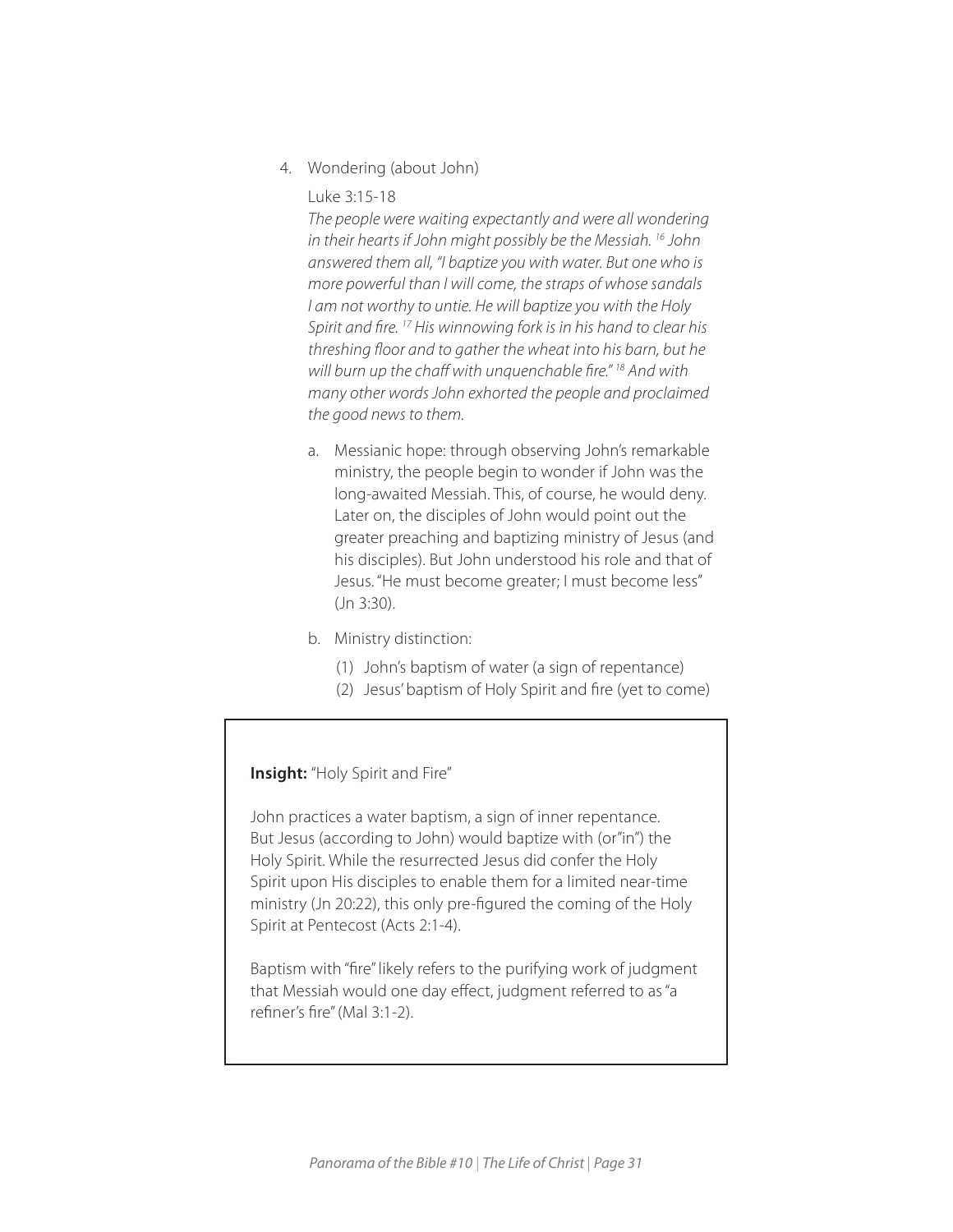4. Wondering (about John)

   Luke 3:15-18

   *The people were waiting expectantly and were all wondering in their hearts if John might possibly be the Messiah. [16] John answered them all, "I baptize you with water. But one who is more powerful than I will come, the straps of whose sandals I am not worthy to untie. He will baptize you with the Holy Spirit and fire. [17] His winnowing fork is in his hand to clear his threshing floor and to gather the wheat into his barn, but he will burn up the chaff with unquenchable fire." [18] And with many other words John exhorted the people and proclaimed the good news to them.*

   a. Messianic hope: through observing John's remarkable ministry, the people begin to wonder if John was the long-awaited Messiah. This, of course, he would deny. Later on, the disciples of John would point out the greater preaching and baptizing ministry of Jesus (and his disciples). But John understood his role and that of Jesus. "He must become greater; I must become less" (Jn 3:30).

   b. Ministry distinction:

      (1) John's baptism of water (a sign of repentance)
      (2) Jesus' baptism of Holy Spirit and fire (yet to come)

---

**Insight:** "Holy Spirit and Fire"

John practices a water baptism, a sign of inner repentance. But Jesus (according to John) would baptize with (or"in") the Holy Spirit. While the resurrected Jesus did confer the Holy Spirit upon His disciples to enable them for a limited near-time ministry (Jn 20:22), this only pre-figured the coming of the Holy Spirit at Pentecost (Acts 2:1-4).

Baptism with "fire" likely refers to the purifying work of judgment that Messiah would one day effect, judgment referred to as "a refiner's fire" (Mal 3:1-2).

---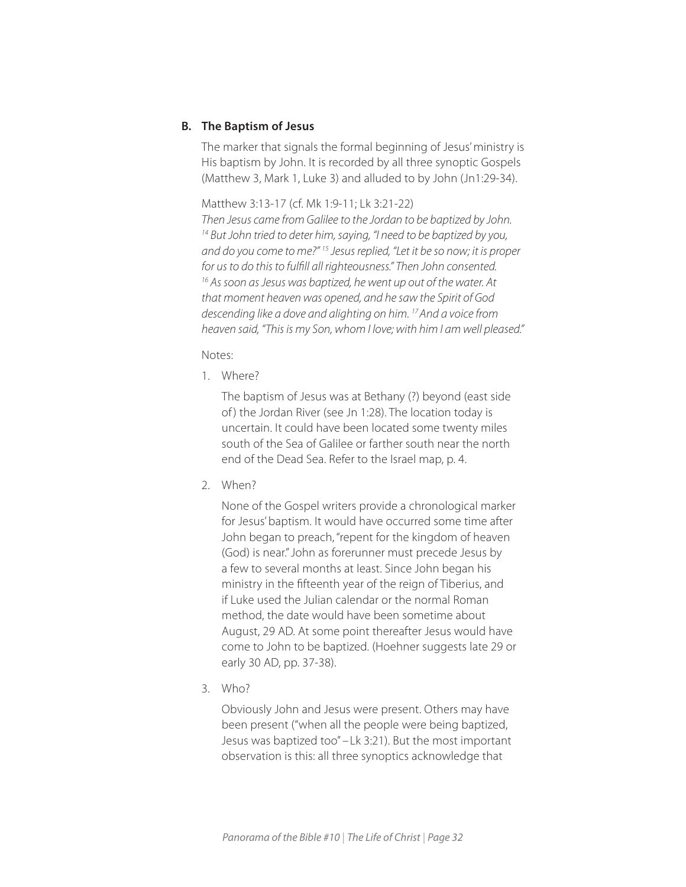### B. The Baptism of Jesus

The marker that signals the formal beginning of Jesus' ministry is His baptism by John. It is recorded by all three synoptic Gospels (Matthew 3, Mark 1, Luke 3) and alluded to by John (Jn1:29-34).

Matthew 3:13-17 (cf. Mk 1:9-11; Lk 3:21-22)
*Then Jesus came from Galilee to the Jordan to be baptized by John. [14] But John tried to deter him, saying, "I need to be baptized by you, and do you come to me?" [15] Jesus replied, "Let it be so now; it is proper for us to do this to fulfill all righteousness." Then John consented. [16] As soon as Jesus was baptized, he went up out of the water. At that moment heaven was opened, and he saw the Spirit of God descending like a dove and alighting on him. [17] And a voice from heaven said, "This is my Son, whom I love; with him I am well pleased."*

Notes:

1. Where?

   The baptism of Jesus was at Bethany (?) beyond (east side of) the Jordan River (see Jn 1:28). The location today is uncertain. It could have been located some twenty miles south of the Sea of Galilee or farther south near the north end of the Dead Sea. Refer to the Israel map, p. 4.

2. When?

   None of the Gospel writers provide a chronological marker for Jesus' baptism. It would have occurred some time after John began to preach, "repent for the kingdom of heaven (God) is near." John as forerunner must precede Jesus by a few to several months at least. Since John began his ministry in the fifteenth year of the reign of Tiberius, and if Luke used the Julian calendar or the normal Roman method, the date would have been sometime about August, 29 AD. At some point thereafter Jesus would have come to John to be baptized. (Hoehner suggests late 29 or early 30 AD, pp. 37-38).

3. Who?

   Obviously John and Jesus were present. Others may have been present ("when all the people were being baptized, Jesus was baptized too" – Lk 3:21). But the most important observation is this: all three synoptics acknowledge that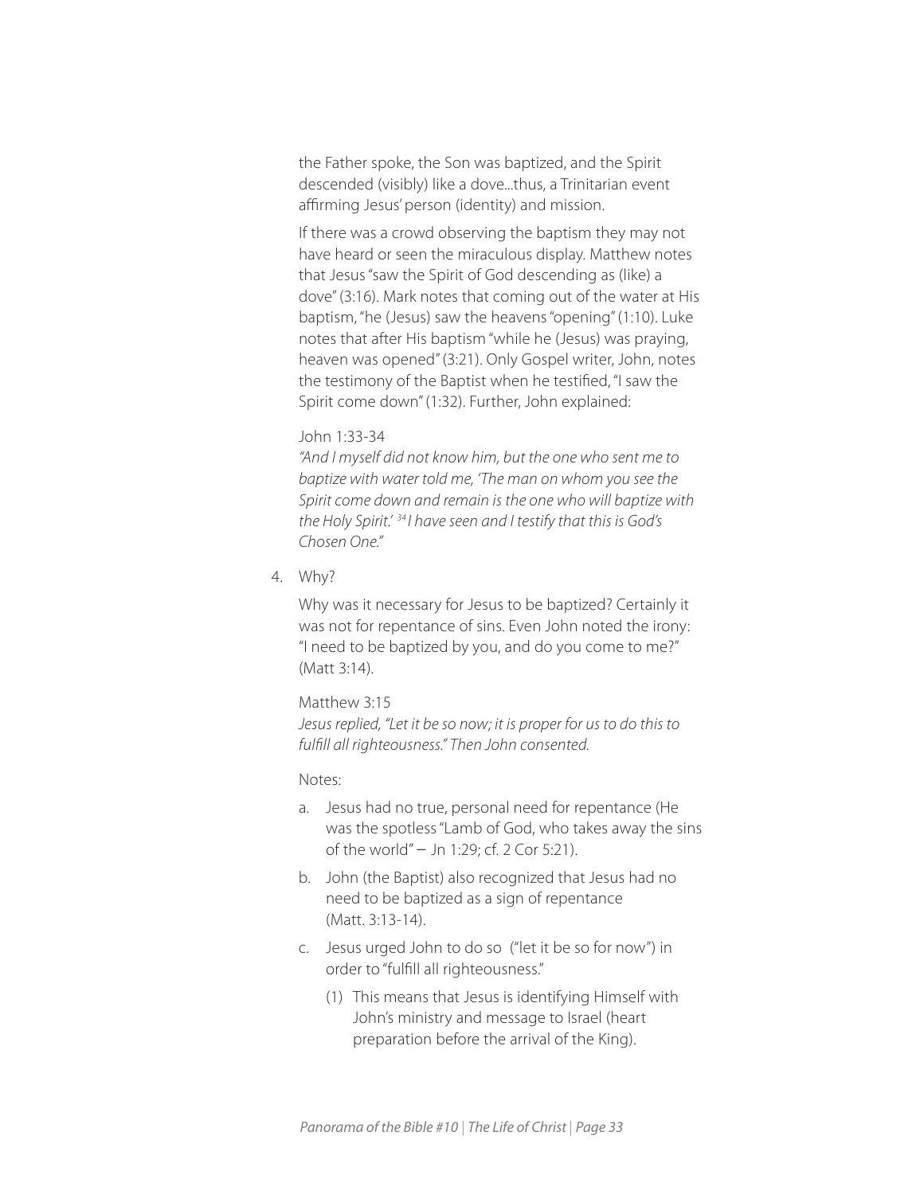the Father spoke, the Son was baptized, and the Spirit descended (visibly) like a dove...thus, a Trinitarian event affirming Jesus' person (identity) and mission.

If there was a crowd observing the baptism they may not have heard or seen the miraculous display. Matthew notes that Jesus "saw the Spirit of God descending as (like) a dove" (3:16). Mark notes that coming out of the water at His baptism, "he (Jesus) saw the heavens "opening" (1:10). Luke notes that after His baptism "while he (Jesus) was praying, heaven was opened" (3:21). Only Gospel writer, John, notes the testimony of the Baptist when he testified, "I saw the Spirit come down" (1:32). Further, John explained:

John 1:33-34
*"And I myself did not know him, but the one who sent me to baptize with water told me, 'The man on whom you see the Spirit come down and remain is the one who will baptize with the Holy Spirit.' [34] I have seen and I testify that this is God's Chosen One."*

4. Why?

Why was it necessary for Jesus to be baptized? Certainly it was not for repentance of sins. Even John noted the irony: "I need to be baptized by you, and do you come to me?" (Matt 3:14).

Matthew 3:15
*Jesus replied, "Let it be so now; it is proper for us to do this to fulfill all righteousness." Then John consented.*

Notes:

a. Jesus had no true, personal need for repentance (He was the spotless "Lamb of God, who takes away the sins of the world" – Jn 1:29; cf. 2 Cor 5:21).

b. John (the Baptist) also recognized that Jesus had no need to be baptized as a sign of repentance (Matt. 3:13-14).

c. Jesus urged John to do so ("let it be so for now") in order to "fulfill all righteousness."

   (1) This means that Jesus is identifying Himself with John's ministry and message to Israel (heart preparation before the arrival of the King).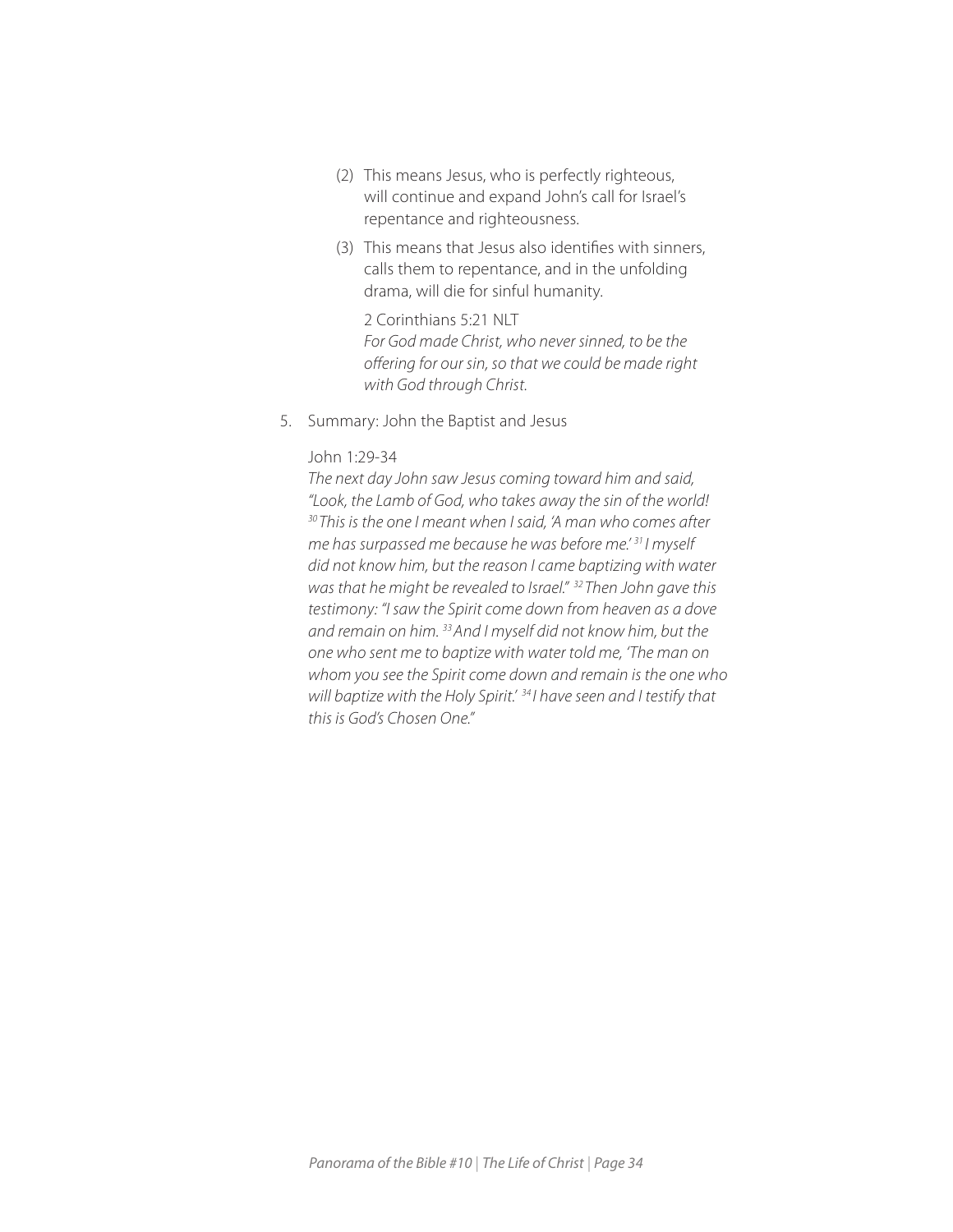(2) This means Jesus, who is perfectly righteous, will continue and expand John's call for Israel's repentance and righteousness.

(3) This means that Jesus also identifies with sinners, calls them to repentance, and in the unfolding drama, will die for sinful humanity.

2 Corinthians 5:21 NLT
*For God made Christ, who never sinned, to be the offering for our sin, so that we could be made right with God through Christ.*

5. Summary: John the Baptist and Jesus

John 1:29-34
*The next day John saw Jesus coming toward him and said, "Look, the Lamb of God, who takes away the sin of the world! [30] This is the one I meant when I said, 'A man who comes after me has surpassed me because he was before me.' [31] I myself did not know him, but the reason I came baptizing with water was that he might be revealed to Israel." [32] Then John gave this testimony: "I saw the Spirit come down from heaven as a dove and remain on him. [33] And I myself did not know him, but the one who sent me to baptize with water told me, 'The man on whom you see the Spirit come down and remain is the one who will baptize with the Holy Spirit.' [34] I have seen and I testify that this is God's Chosen One."*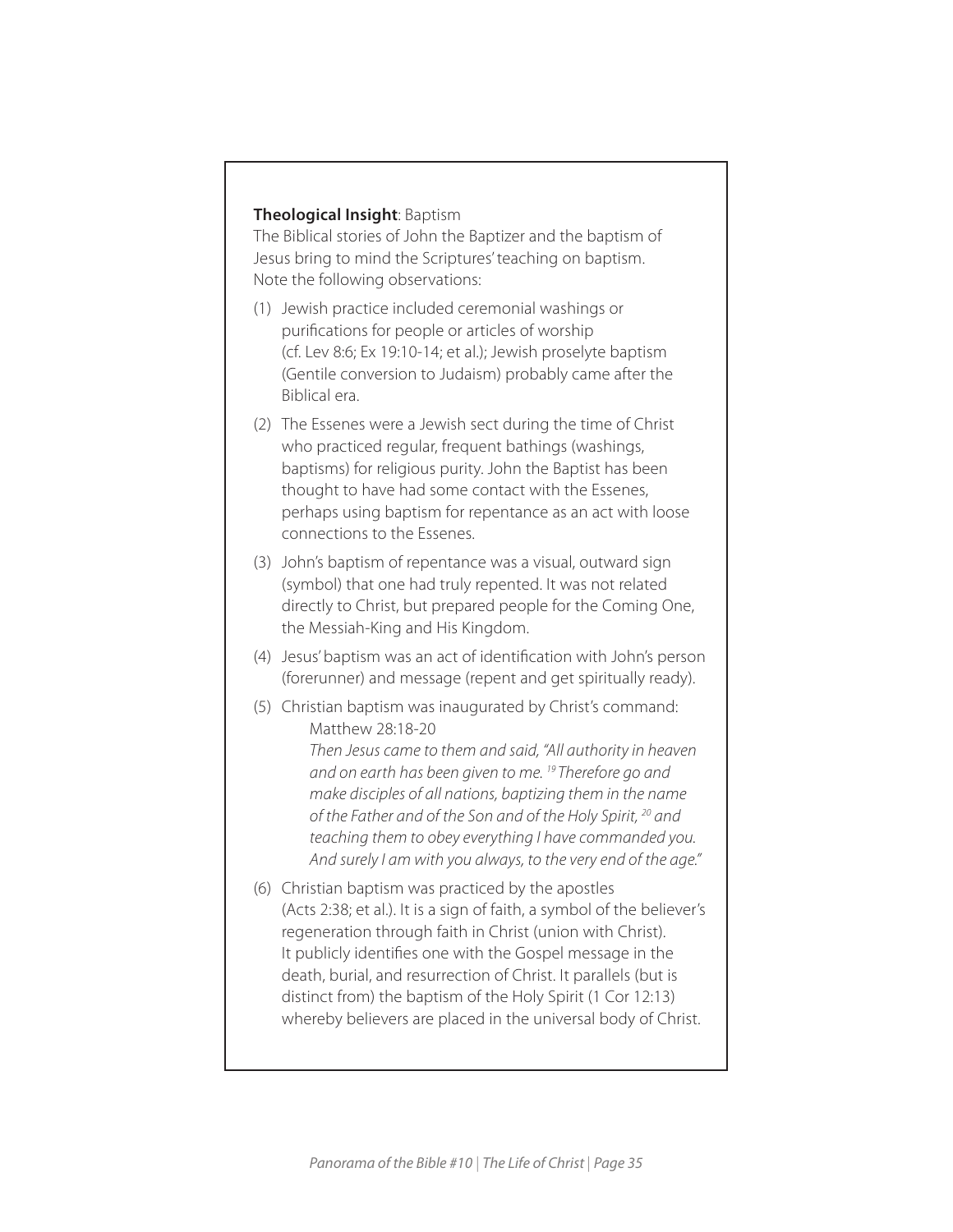**Theological Insight**: Baptism

The Biblical stories of John the Baptizer and the baptism of Jesus bring to mind the Scriptures' teaching on baptism. Note the following observations:

(1) Jewish practice included ceremonial washings or purifications for people or articles of worship (cf. Lev 8:6; Ex 19:10-14; et al.); Jewish proselyte baptism (Gentile conversion to Judaism) probably came after the Biblical era.

(2) The Essenes were a Jewish sect during the time of Christ who practiced regular, frequent bathings (washings, baptisms) for religious purity. John the Baptist has been thought to have had some contact with the Essenes, perhaps using baptism for repentance as an act with loose connections to the Essenes.

(3) John's baptism of repentance was a visual, outward sign (symbol) that one had truly repented. It was not related directly to Christ, but prepared people for the Coming One, the Messiah-King and His Kingdom.

(4) Jesus' baptism was an act of identification with John's person (forerunner) and message (repent and get spiritually ready).

(5) Christian baptism was inaugurated by Christ's command:

    Matthew 28:18-20

    *Then Jesus came to them and said, "All authority in heaven and on earth has been given to me. [19] Therefore go and make disciples of all nations, baptizing them in the name of the Father and of the Son and of the Holy Spirit, [20] and teaching them to obey everything I have commanded you. And surely I am with you always, to the very end of the age."*

(6) Christian baptism was practiced by the apostles (Acts 2:38; et al.). It is a sign of faith, a symbol of the believer's regeneration through faith in Christ (union with Christ). It publicly identifies one with the Gospel message in the death, burial, and resurrection of Christ. It parallels (but is distinct from) the baptism of the Holy Spirit (1 Cor 12:13) whereby believers are placed in the universal body of Christ.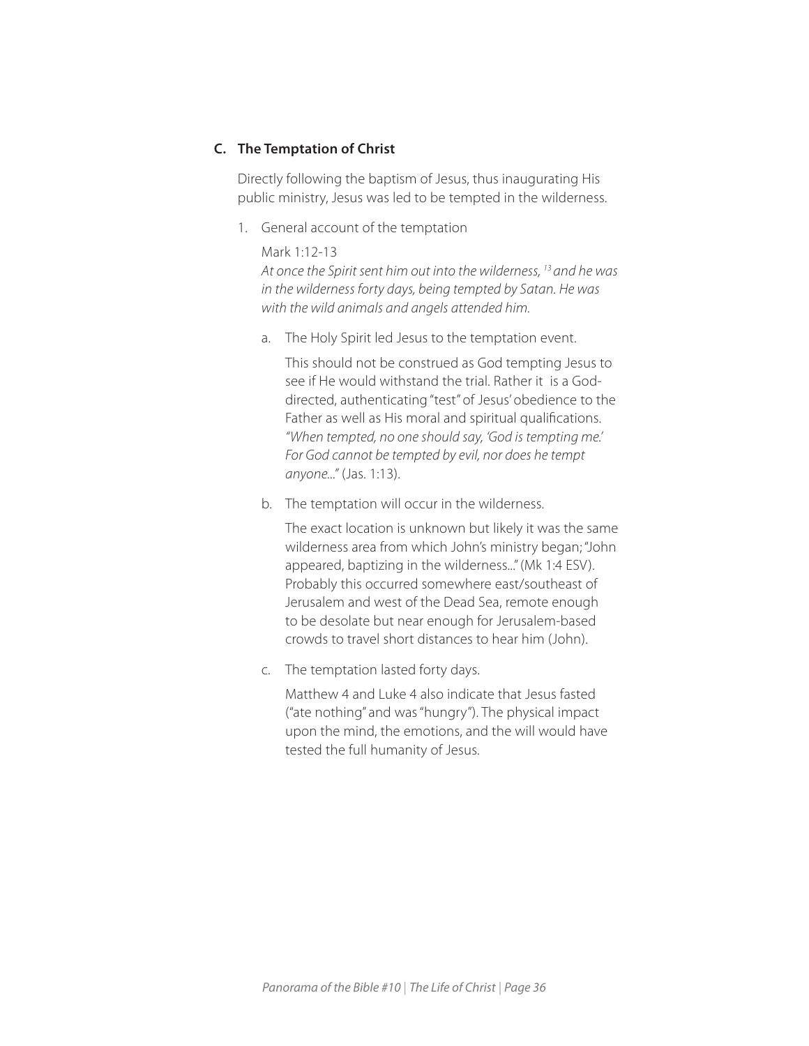### C. The Temptation of Christ

Directly following the baptism of Jesus, thus inaugurating His public ministry, Jesus was led to be tempted in the wilderness.

1. General account of the temptation

   Mark 1:12-13
   *At once the Spirit sent him out into the wilderness, [13] and he was in the wilderness forty days, being tempted by Satan. He was with the wild animals and angels attended him.*

   a. The Holy Spirit led Jesus to the temptation event.

      This should not be construed as God tempting Jesus to see if He would withstand the trial. Rather it is a God-directed, authenticating "test" of Jesus' obedience to the Father as well as His moral and spiritual qualifications. *"When tempted, no one should say, 'God is tempting me.' For God cannot be tempted by evil, nor does he tempt anyone..."* (Jas. 1:13).

   b. The temptation will occur in the wilderness.

      The exact location is unknown but likely it was the same wilderness area from which John's ministry began; "John appeared, baptizing in the wilderness..." (Mk 1:4 ESV). Probably this occurred somewhere east/southeast of Jerusalem and west of the Dead Sea, remote enough to be desolate but near enough for Jerusalem-based crowds to travel short distances to hear him (John).

   c. The temptation lasted forty days.

      Matthew 4 and Luke 4 also indicate that Jesus fasted ("ate nothing" and was "hungry"). The physical impact upon the mind, the emotions, and the will would have tested the full humanity of Jesus.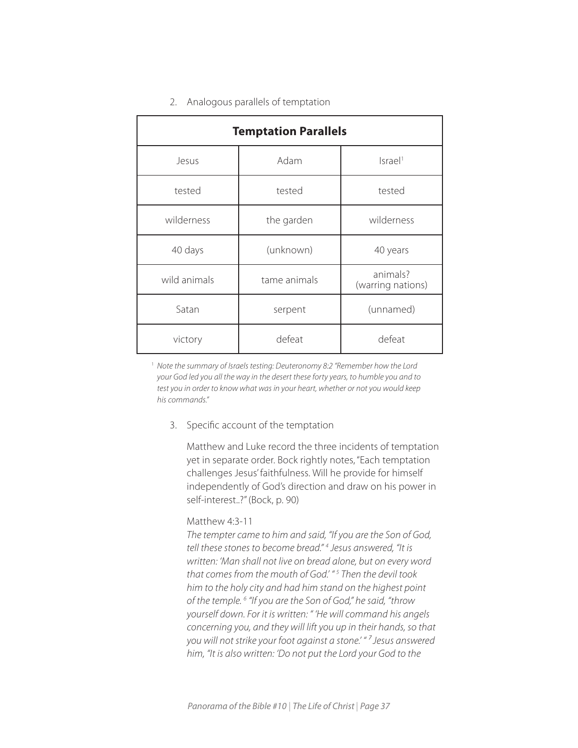2. Analogous parallels of temptation

| Temptation Parallels | | |
|---|---|---|
| Jesus | Adam | Israel[1] |
| tested | tested | tested |
| wilderness | the garden | wilderness |
| 40 days | (unknown) | 40 years |
| wild animals | tame animals | animals? (warring nations) |
| Satan | serpent | (unnamed) |
| victory | defeat | defeat |

[1] *Note the summary of Israels testing: Deuteronomy 8:2 "Remember how the Lord your God led you all the way in the desert these forty years, to humble you and to test you in order to know what was in your heart, whether or not you would keep his commands."*

3. Specific account of the temptation

Matthew and Luke record the three incidents of temptation yet in separate order. Bock rightly notes, "Each temptation challenges Jesus' faithfulness. Will he provide for himself independently of God's direction and draw on his power in self-interest..?" (Bock, p. 90)

Matthew 4:3-11

*The tempter came to him and said, "If you are the Son of God, tell these stones to become bread." [4] Jesus answered, "It is written: 'Man shall not live on bread alone, but on every word that comes from the mouth of God.' " [5] Then the devil took him to the holy city and had him stand on the highest point of the temple. [6] "If you are the Son of God," he said, "throw yourself down. For it is written: " 'He will command his angels concerning you, and they will lift you up in their hands, so that you will not strike your foot against a stone.' " [7] Jesus answered him, "It is also written: 'Do not put the Lord your God to the*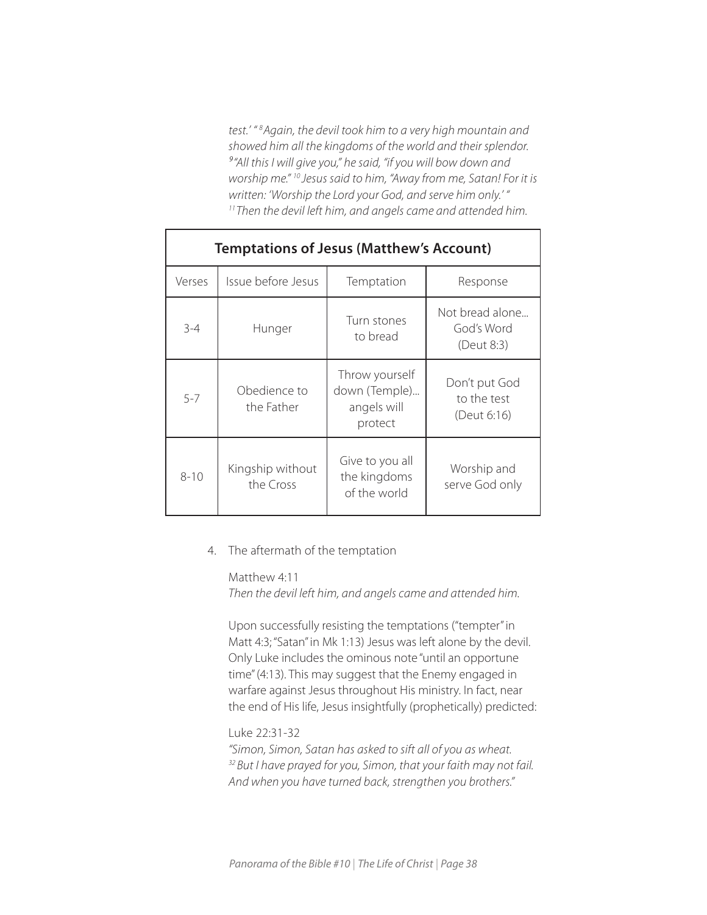*test.' " [8] Again, the devil took him to a very high mountain and showed him all the kingdoms of the world and their splendor. [9] "All this I will give you," he said, "if you will bow down and worship me." [10] Jesus said to him, "Away from me, Satan! For it is written: 'Worship the Lord your God, and serve him only.' " [11] Then the devil left him, and angels came and attended him.*

| **Temptations of Jesus (Matthew's Account)** | | | |
|---|---|---|---|
| Verses | Issue before Jesus | Temptation | Response |
| 3-4 | Hunger | Turn stones to bread | Not bread alone... God's Word (Deut 8:3) |
| 5-7 | Obedience to the Father | Throw yourself down (Temple)... angels will protect | Don't put God to the test (Deut 6:16) |
| 8-10 | Kingship without the Cross | Give to you all the kingdoms of the world | Worship and serve God only |

4. The aftermath of the temptation

   Matthew 4:11
   *Then the devil left him, and angels came and attended him.*

   Upon successfully resisting the temptations ("tempter" in Matt 4:3; "Satan" in Mk 1:13) Jesus was left alone by the devil. Only Luke includes the ominous note "until an opportune time" (4:13). This may suggest that the Enemy engaged in warfare against Jesus throughout His ministry. In fact, near the end of His life, Jesus insightfully (prophetically) predicted:

   Luke 22:31-32
   *"Simon, Simon, Satan has asked to sift all of you as wheat. [32] But I have prayed for you, Simon, that your faith may not fail. And when you have turned back, strengthen you brothers."*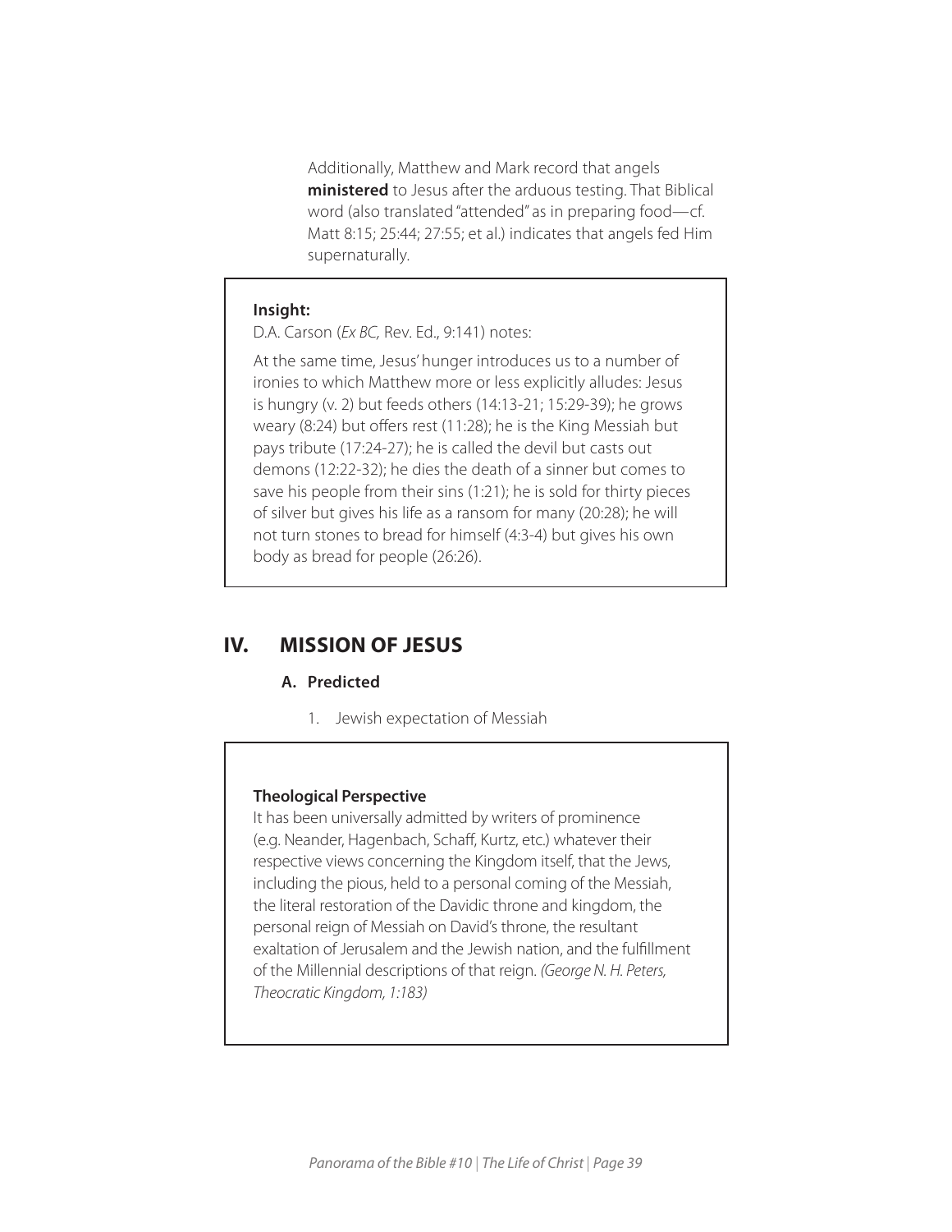Additionally, Matthew and Mark record that angels **ministered** to Jesus after the arduous testing. That Biblical word (also translated "attended" as in preparing food—cf. Matt 8:15; 25:44; 27:55; et al.) indicates that angels fed Him supernaturally.

> **Insight:**
>
> D.A. Carson (*Ex BC,* Rev. Ed., 9:141) notes:
>
> At the same time, Jesus' hunger introduces us to a number of ironies to which Matthew more or less explicitly alludes: Jesus is hungry (v. 2) but feeds others (14:13-21; 15:29-39); he grows weary (8:24) but offers rest (11:28); he is the King Messiah but pays tribute (17:24-27); he is called the devil but casts out demons (12:22-32); he dies the death of a sinner but comes to save his people from their sins (1:21); he is sold for thirty pieces of silver but gives his life as a ransom for many (20:28); he will not turn stones to bread for himself (4:3-4) but gives his own body as bread for people (26:26).

## IV. MISSION OF JESUS

### A. Predicted

1. Jewish expectation of Messiah

> **Theological Perspective**
>
> It has been universally admitted by writers of prominence (e.g. Neander, Hagenbach, Schaff, Kurtz, etc.) whatever their respective views concerning the Kingdom itself, that the Jews, including the pious, held to a personal coming of the Messiah, the literal restoration of the Davidic throne and kingdom, the personal reign of Messiah on David's throne, the resultant exaltation of Jerusalem and the Jewish nation, and the fulfillment of the Millennial descriptions of that reign. *(George N. H. Peters, Theocratic Kingdom, 1:183)*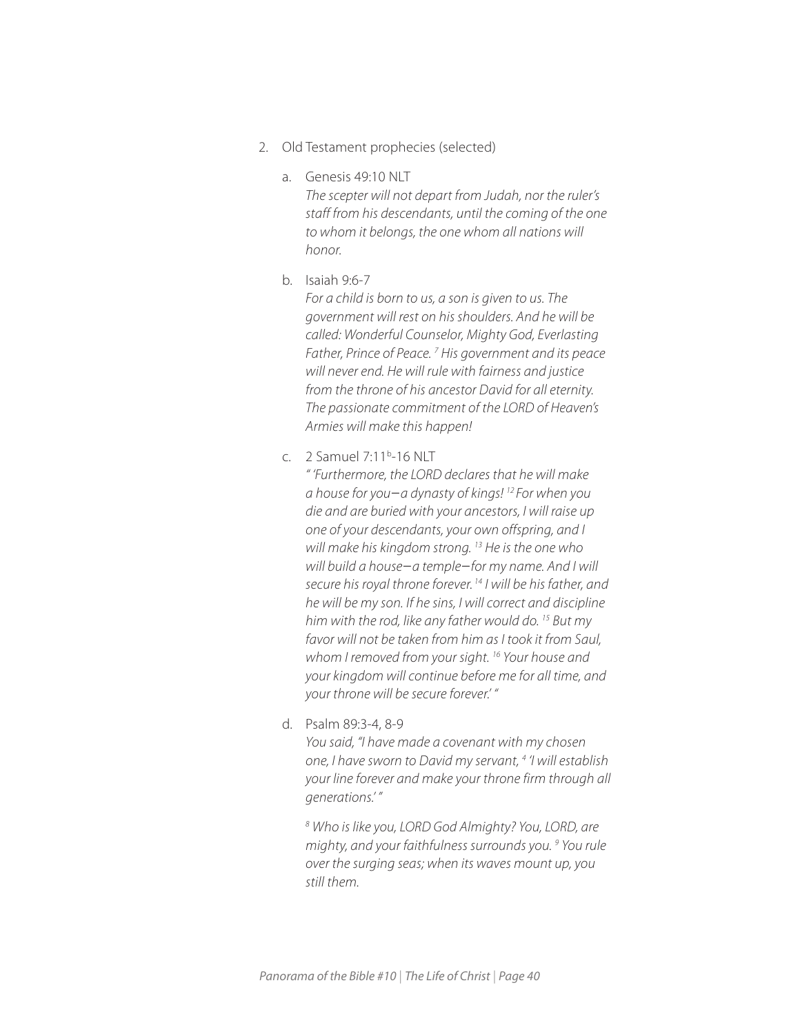2. Old Testament prophecies (selected)

   a. Genesis 49:10 NLT
   *The scepter will not depart from Judah, nor the ruler's staff from his descendants, until the coming of the one to whom it belongs, the one whom all nations will honor.*

   b. Isaiah 9:6-7
   *For a child is born to us, a son is given to us. The government will rest on his shoulders. And he will be called: Wonderful Counselor, Mighty God, Everlasting Father, Prince of Peace. [7] His government and its peace will never end. He will rule with fairness and justice from the throne of his ancestor David for all eternity. The passionate commitment of the LORD of Heaven's Armies will make this happen!*

   c. 2 Samuel 7:11[b]-16 NLT
   *" 'Furthermore, the LORD declares that he will make a house for you—a dynasty of kings! [12] For when you die and are buried with your ancestors, I will raise up one of your descendants, your own offspring, and I will make his kingdom strong. [13] He is the one who will build a house—a temple—for my name. And I will secure his royal throne forever. [14] I will be his father, and he will be my son. If he sins, I will correct and discipline him with the rod, like any father would do. [15] But my favor will not be taken from him as I took it from Saul, whom I removed from your sight. [16] Your house and your kingdom will continue before me for all time, and your throne will be secure forever.' "*

   d. Psalm 89:3-4, 8-9
   *You said, "I have made a covenant with my chosen one, I have sworn to David my servant, [4] 'I will establish your line forever and make your throne firm through all generations.' "*

   *[8] Who is like you, LORD God Almighty? You, LORD, are mighty, and your faithfulness surrounds you. [9] You rule over the surging seas; when its waves mount up, you still them.*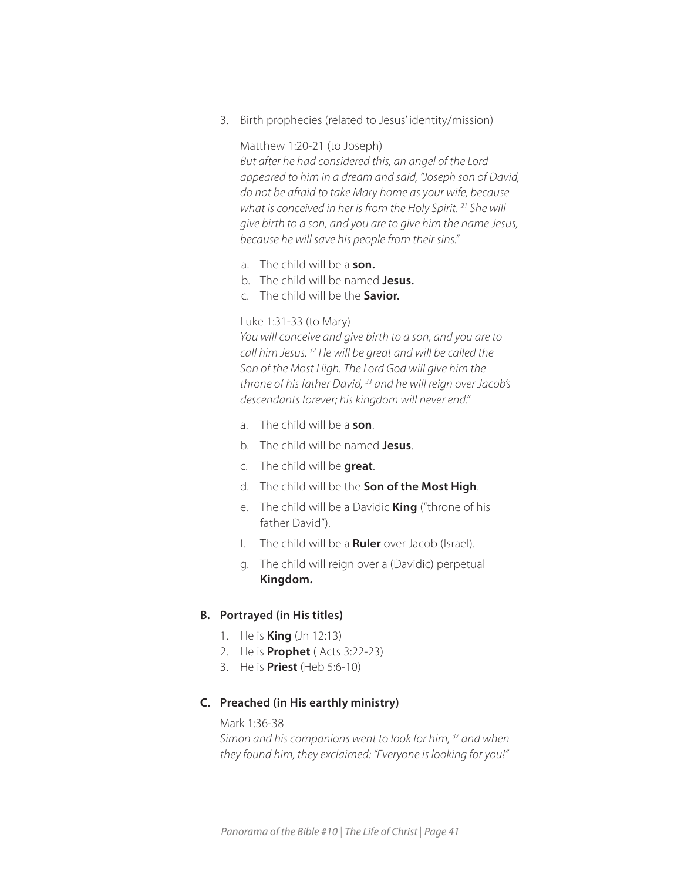3. Birth prophecies (related to Jesus' identity/mission)

   Matthew 1:20-21 (to Joseph)

   *But after he had considered this, an angel of the Lord appeared to him in a dream and said, "Joseph son of David, do not be afraid to take Mary home as your wife, because what is conceived in her is from the Holy Spirit. [21] She will give birth to a son, and you are to give him the name Jesus, because he will save his people from their sins."*

   a. The child will be a **son.**
   b. The child will be named **Jesus.**
   c. The child will be the **Savior.**

   Luke 1:31-33 (to Mary)

   *You will conceive and give birth to a son, and you are to call him Jesus. [32] He will be great and will be called the Son of the Most High. The Lord God will give him the throne of his father David, [33] and he will reign over Jacob's descendants forever; his kingdom will never end."*

   a. The child will be a **son**.
   b. The child will be named **Jesus**.
   c. The child will be **great**.
   d. The child will be the **Son of the Most High**.
   e. The child will be a Davidic **King** ("throne of his father David").
   f. The child will be a **Ruler** over Jacob (Israel).
   g. The child will reign over a (Davidic) perpetual **Kingdom.**

### B. Portrayed (in His titles)

1. He is **King** (Jn 12:13)
2. He is **Prophet** ( Acts 3:22-23)
3. He is **Priest** (Heb 5:6-10)

### C. Preached (in His earthly ministry)

Mark 1:36-38

*Simon and his companions went to look for him, [37] and when they found him, they exclaimed: "Everyone is looking for you!"*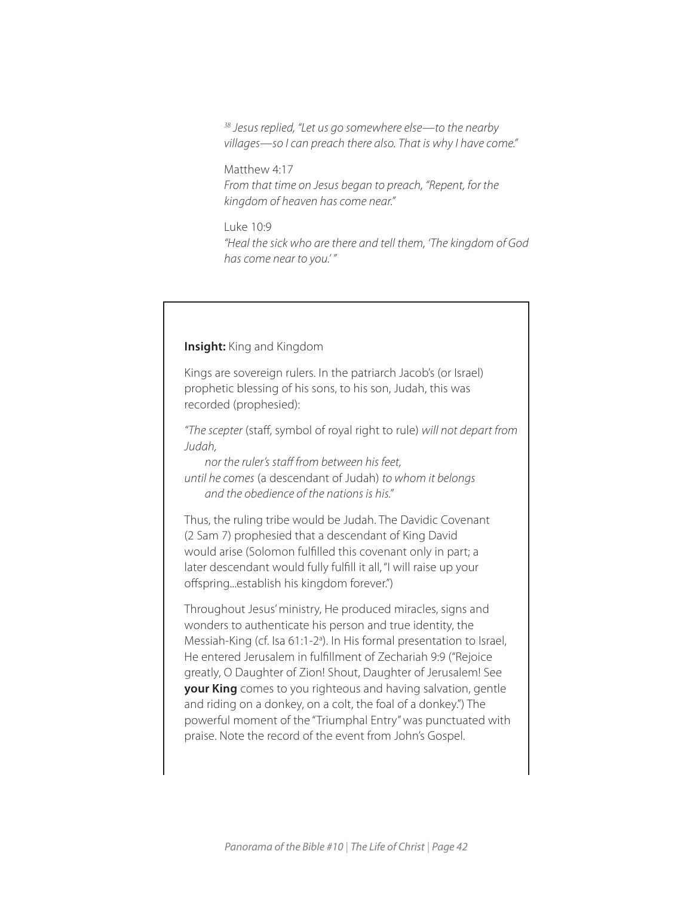*[38] Jesus replied, "Let us go somewhere else—to the nearby villages—so I can preach there also. That is why I have come."*

Matthew 4:17
*From that time on Jesus began to preach, "Repent, for the kingdom of heaven has come near."*

Luke 10:9
*"Heal the sick who are there and tell them, 'The kingdom of God has come near to you.' "*

**Insight:** King and Kingdom

Kings are sovereign rulers. In the patriarch Jacob's (or Israel) prophetic blessing of his sons, to his son, Judah, this was recorded (prophesied):

*"The scepter* (staff, symbol of royal right to rule) *will not depart from Judah,*
*nor the ruler's staff from between his feet,*
*until he comes* (a descendant of Judah) *to whom it belongs*
*and the obedience of the nations is his."*

Thus, the ruling tribe would be Judah. The Davidic Covenant (2 Sam 7) prophesied that a descendant of King David would arise (Solomon fulfilled this covenant only in part; a later descendant would fully fulfill it all, "I will raise up your offspring...establish his kingdom forever.")

Throughout Jesus' ministry, He produced miracles, signs and wonders to authenticate his person and true identity, the Messiah-King (cf. Isa 61:1-2[a]). In His formal presentation to Israel, He entered Jerusalem in fulfillment of Zechariah 9:9 ("Rejoice greatly, O Daughter of Zion! Shout, Daughter of Jerusalem! See **your King** comes to you righteous and having salvation, gentle and riding on a donkey, on a colt, the foal of a donkey.") The powerful moment of the "Triumphal Entry" was punctuated with praise. Note the record of the event from John's Gospel.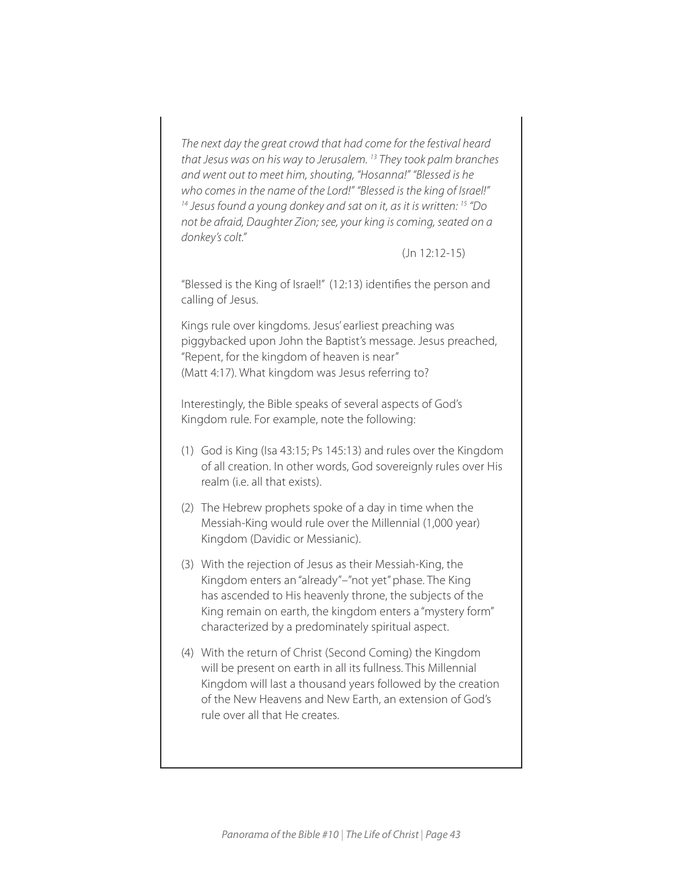*The next day the great crowd that had come for the festival heard that Jesus was on his way to Jerusalem. [13] They took palm branches and went out to meet him, shouting, "Hosanna!" "Blessed is he who comes in the name of the Lord!" "Blessed is the king of Israel!" [14] Jesus found a young donkey and sat on it, as it is written: [15] "Do not be afraid, Daughter Zion; see, your king is coming, seated on a donkey's colt."*

(Jn 12:12-15)

"Blessed is the King of Israel!" (12:13) identifies the person and calling of Jesus.

Kings rule over kingdoms. Jesus' earliest preaching was piggybacked upon John the Baptist's message. Jesus preached, "Repent, for the kingdom of heaven is near" (Matt 4:17). What kingdom was Jesus referring to?

Interestingly, the Bible speaks of several aspects of God's Kingdom rule. For example, note the following:

(1) God is King (Isa 43:15; Ps 145:13) and rules over the Kingdom of all creation. In other words, God sovereignly rules over His realm (i.e. all that exists).

(2) The Hebrew prophets spoke of a day in time when the Messiah-King would rule over the Millennial (1,000 year) Kingdom (Davidic or Messianic).

(3) With the rejection of Jesus as their Messiah-King, the Kingdom enters an "already"–"not yet" phase. The King has ascended to His heavenly throne, the subjects of the King remain on earth, the kingdom enters a "mystery form" characterized by a predominately spiritual aspect.

(4) With the return of Christ (Second Coming) the Kingdom will be present on earth in all its fullness. This Millennial Kingdom will last a thousand years followed by the creation of the New Heavens and New Earth, an extension of God's rule over all that He creates.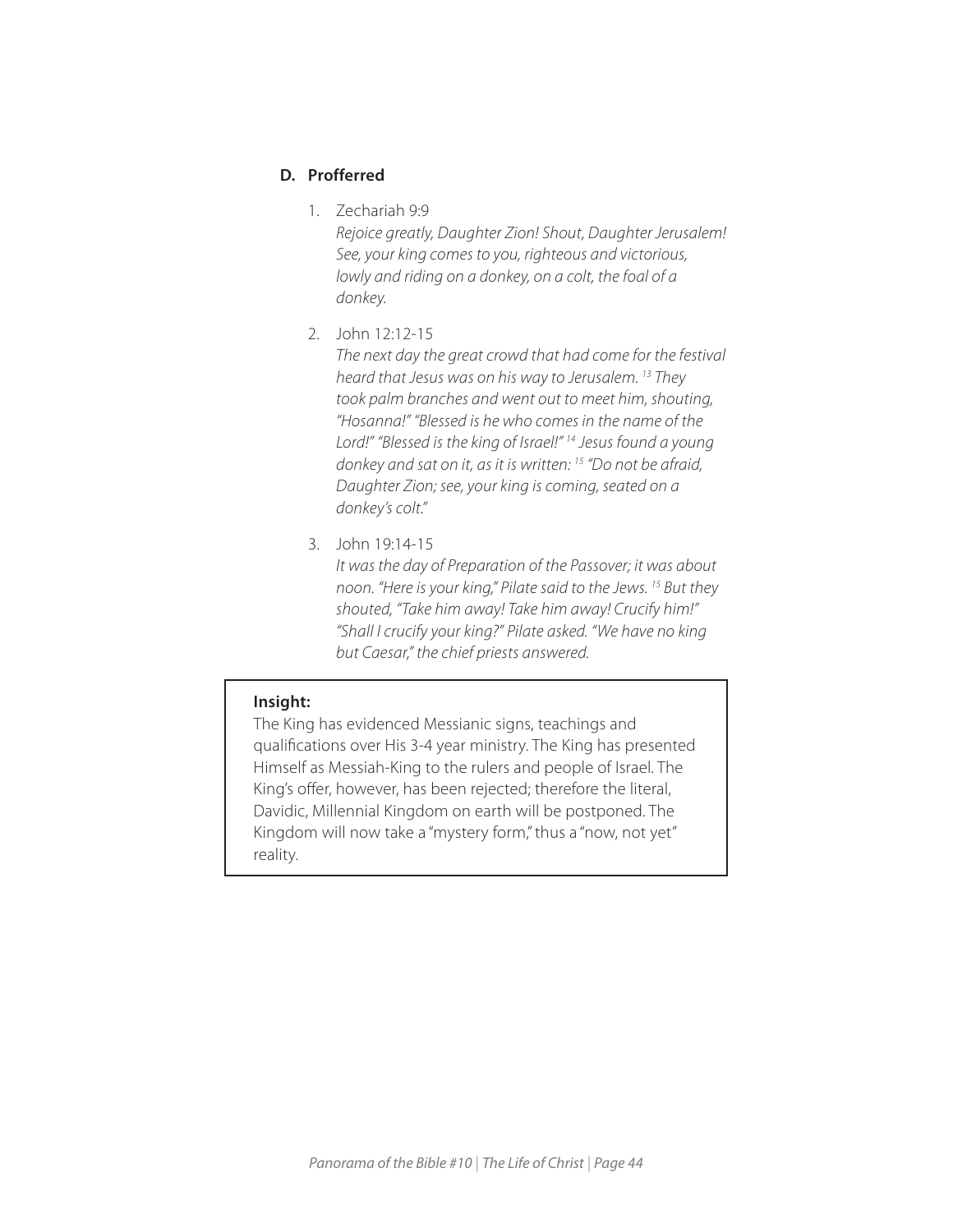### D. Profferred

1. Zechariah 9:9
   *Rejoice greatly, Daughter Zion! Shout, Daughter Jerusalem! See, your king comes to you, righteous and victorious, lowly and riding on a donkey, on a colt, the foal of a donkey.*

2. John 12:12-15
   *The next day the great crowd that had come for the festival heard that Jesus was on his way to Jerusalem. [13] They took palm branches and went out to meet him, shouting, "Hosanna!" "Blessed is he who comes in the name of the Lord!" "Blessed is the king of Israel!" [14] Jesus found a young donkey and sat on it, as it is written: [15] "Do not be afraid, Daughter Zion; see, your king is coming, seated on a donkey's colt."*

3. John 19:14-15
   *It was the day of Preparation of the Passover; it was about noon. "Here is your king," Pilate said to the Jews. [15] But they shouted, "Take him away! Take him away! Crucify him!" "Shall I crucify your king?" Pilate asked. "We have no king but Caesar," the chief priests answered.*

> **Insight:**
> The King has evidenced Messianic signs, teachings and qualifications over His 3-4 year ministry. The King has presented Himself as Messiah-King to the rulers and people of Israel. The King's offer, however, has been rejected; therefore the literal, Davidic, Millennial Kingdom on earth will be postponed. The Kingdom will now take a "mystery form," thus a "now, not yet" reality.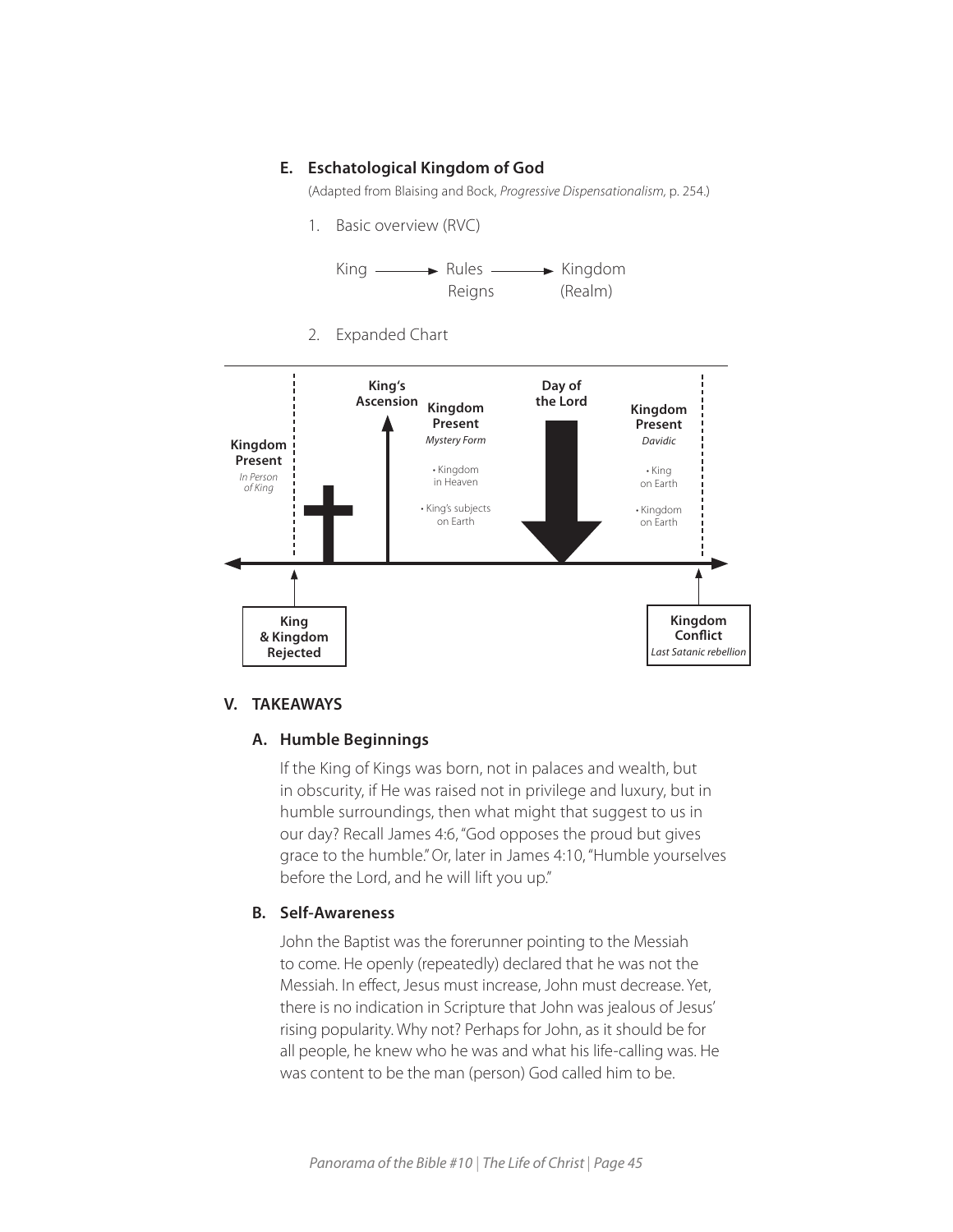### E. Eschatological Kingdom of God

(Adapted from Blaising and Bock, *Progressive Dispensationalism*, p. 254.)

1. Basic overview (RVC)

King ⟶ Rules ⟶ Kingdom
Reigns (Realm)

2. Expanded Chart

**Kingdom Present**
*In Person of King*

**King's Ascension**

**Kingdom Present**
*Mystery Form*

- Kingdom in Heaven
- King's subjects on Earth

**Day of the Lord**

**Kingdom Present**
*Davidic*

- King on Earth
- Kingdom on Earth

**King & Kingdom Rejected**

**Kingdom Conflict**
*Last Satanic rebellion*

## V. TAKEAWAYS

### A. Humble Beginnings

If the King of Kings was born, not in palaces and wealth, but in obscurity, if He was raised not in privilege and luxury, but in humble surroundings, then what might that suggest to us in our day? Recall James 4:6, "God opposes the proud but gives grace to the humble." Or, later in James 4:10, "Humble yourselves before the Lord, and he will lift you up."

### B. Self-Awareness

John the Baptist was the forerunner pointing to the Messiah to come. He openly (repeatedly) declared that he was not the Messiah. In effect, Jesus must increase, John must decrease. Yet, there is no indication in Scripture that John was jealous of Jesus' rising popularity. Why not? Perhaps for John, as it should be for all people, he knew who he was and what his life-calling was. He was content to be the man (person) God called him to be.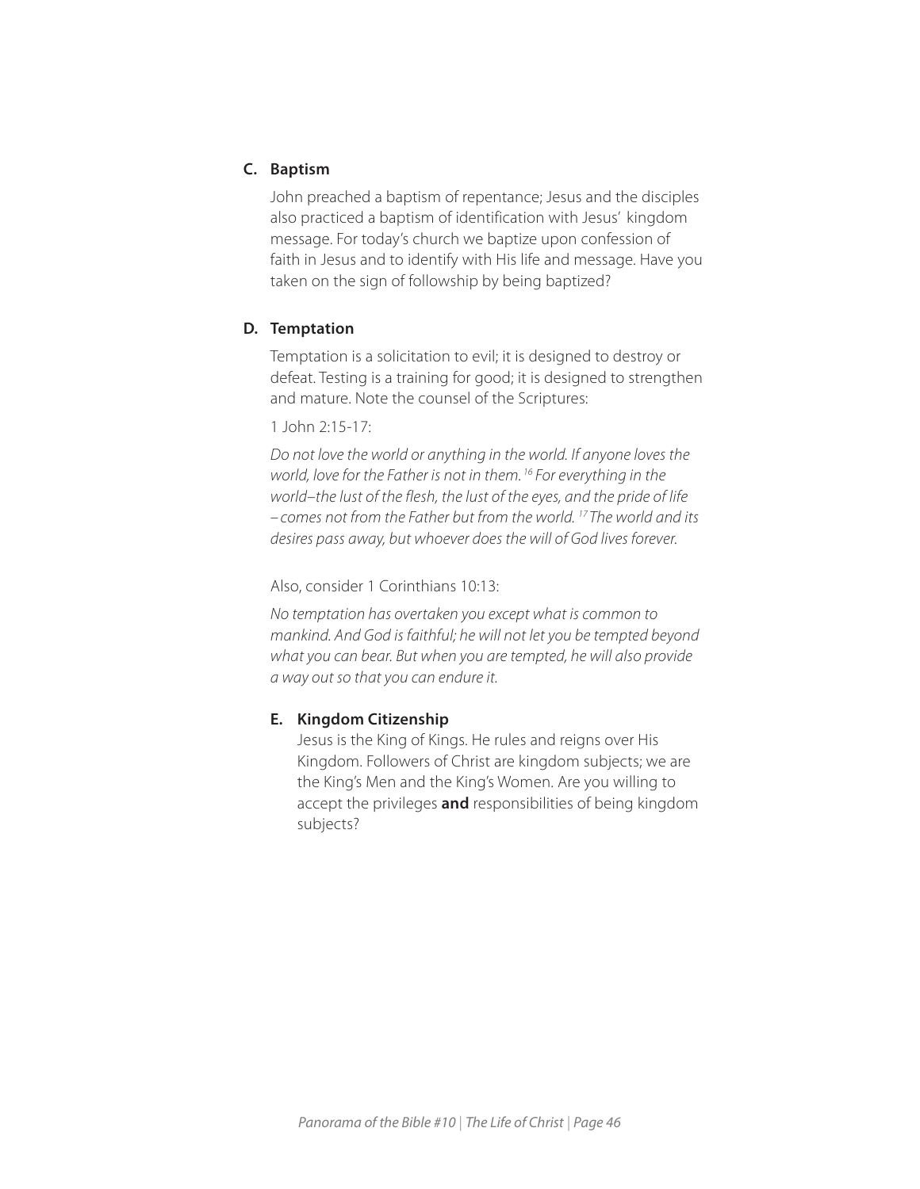**C. Baptism**

John preached a baptism of repentance; Jesus and the disciples also practiced a baptism of identification with Jesus' kingdom message. For today's church we baptize upon confession of faith in Jesus and to identify with His life and message. Have you taken on the sign of followship by being baptized?

**D. Temptation**

Temptation is a solicitation to evil; it is designed to destroy or defeat. Testing is a training for good; it is designed to strengthen and mature. Note the counsel of the Scriptures:

1 John 2:15-17:

*Do not love the world or anything in the world. If anyone loves the world, love for the Father is not in them.* [16] *For everything in the world–the lust of the flesh, the lust of the eyes, and the pride of life – comes not from the Father but from the world.* [17] *The world and its desires pass away, but whoever does the will of God lives forever.*

Also, consider 1 Corinthians 10:13:

*No temptation has overtaken you except what is common to mankind. And God is faithful; he will not let you be tempted beyond what you can bear. But when you are tempted, he will also provide a way out so that you can endure it.*

**E. Kingdom Citizenship**

Jesus is the King of Kings. He rules and reigns over His Kingdom. Followers of Christ are kingdom subjects; we are the King's Men and the King's Women. Are you willing to accept the privileges **and** responsibilities of being kingdom subjects?